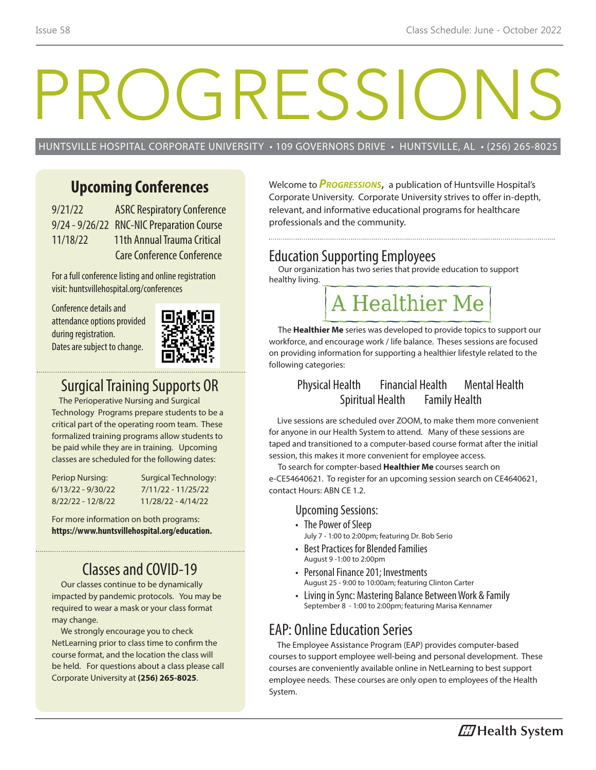# PROGRESSIONS

HUNTSVILLE HOSPITAL CORPORATE UNIVERSITY • 109 GOVERNORS DRIVE • HUNTSVILLE, AL • (256) 265-8025

## Upcoming Conferences

| | |
|---|---|
| 9/21/22 | ASRC Respiratory Conference |
| 9/24 - 9/26/22 | RNC-NIC Preparation Course |
| 11/18/22 | 11th Annual Trauma Critical Care Conference Conference |

For a full conference listing and online registration visit: huntsvillehospital.org/conferences

Conference details and attendance options provided during registration. Dates are subject to change.

## Surgical Training Supports OR

The Perioperative Nursing and Surgical Technology Programs prepare students to be a critical part of the operating room team. These formalized training programs allow students to be paid while they are in training. Upcoming classes are scheduled for the following dates:

| Periop Nursing: | Surgical Technology: |
|---|---|
| 6/13/22 - 9/30/22 | 7/11/22 - 11/25/22 |
| 8/22/22 - 12/8/22 | 11/28/22 - 4/14/22 |

For more information on both programs: **https://www.huntsvillehospital.org/education.**

## Classes and COVID-19

Our classes continue to be dynamically impacted by pandemic protocols. You may be required to wear a mask or your class format may change.

We strongly encourage you to check NetLearning prior to class time to confirm the course format, and the location the class will be held. For questions about a class please call Corporate University at **(256) 265-8025**.

Welcome to ***Progressions***, a publication of Huntsville Hospital's Corporate University. Corporate University strives to offer in-depth, relevant, and informative educational programs for healthcare professionals and the community.

## Education Supporting Employees

Our organization has two series that provide education to support healthy living.

### A Healthier Me

The **Healthier Me** series was developed to provide topics to support our workforce, and encourage work / life balance. Theses sessions are focused on providing information for supporting a healthier lifestyle related to the following categories:

Physical Health, Financial Health, Mental Health, Spiritual Health, Family Health

Live sessions are scheduled over ZOOM, to make them more convenient for anyone in our Health System to attend. Many of these sessions are taped and transitioned to a computer-based course format after the initial session, this makes it more convenient for employee access.

To search for compter-based **Healthier Me** courses search on e-CE54640621. To register for an upcoming session search on CE4640621, contact Hours: ABN CE 1.2.

### Upcoming Sessions:

- The Power of Sleep
  July 7 - 1:00 to 2:00pm; featuring Dr. Bob Serio
- Best Practices for Blended Families
  August 9 -1:00 to 2:00pm
- Personal Finance 201; Investments
  August 25 - 9:00 to 10:00am; featuring Clinton Carter
- Living in Sync: Mastering Balance Between Work & Family
  September 8 - 1:00 to 2:00pm; featuring Marisa Kennamer

## EAP: Online Education Series

The Employee Assistance Program (EAP) provides computer-based courses to support employee well-being and personal development. These courses are conveniently available online in NetLearning to best support employee needs. These courses are only open to employees of the Health System.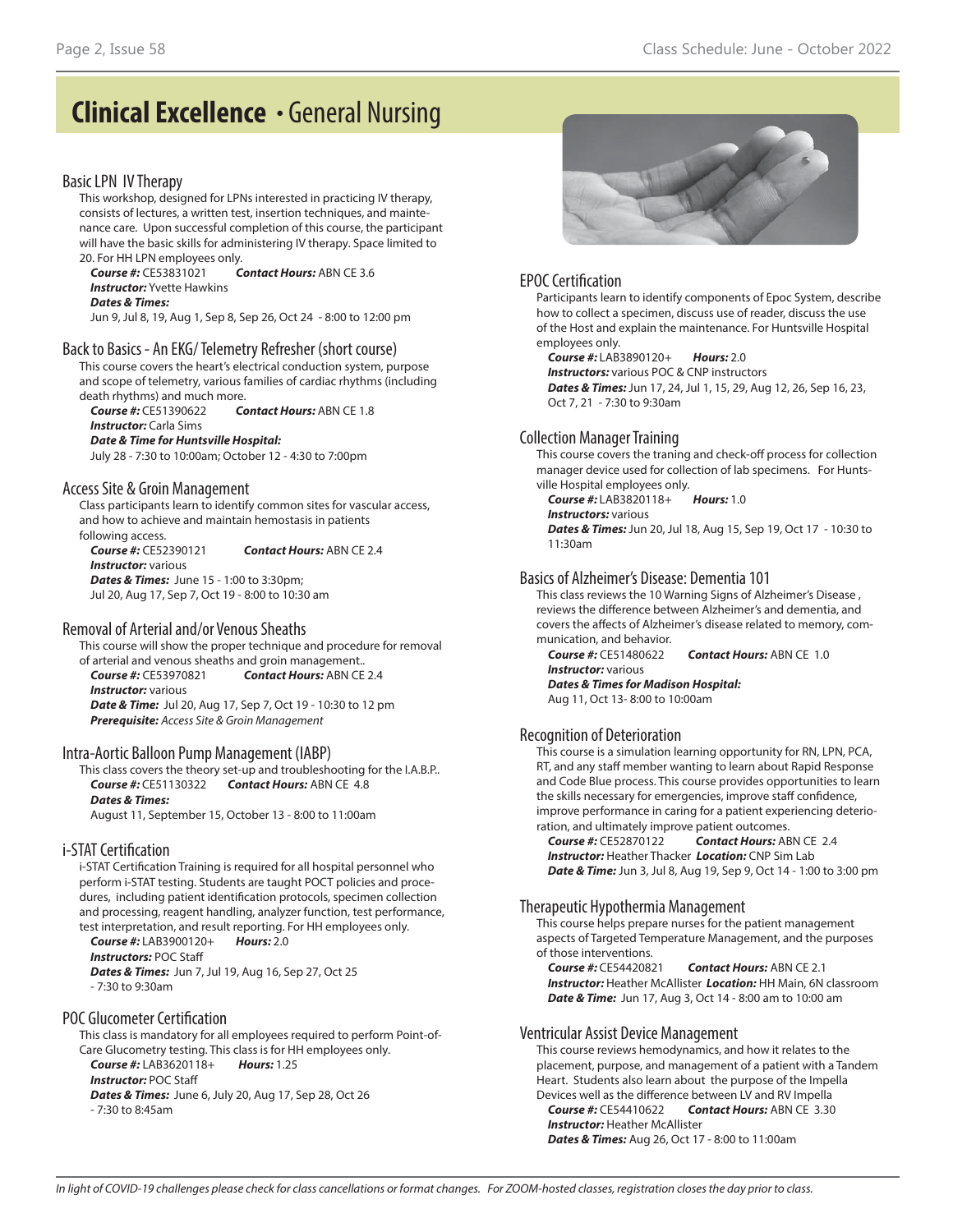# Clinical Excellence • General Nursing

### Basic LPN IV Therapy

This workshop, designed for LPNs interested in practicing IV therapy, consists of lectures, a written test, insertion techniques, and maintenance care. Upon successful completion of this course, the participant will have the basic skills for administering IV therapy. Space limited to 20. For HH LPN employees only.

***Course #:*** CE53831021 ***Contact Hours:*** ABN CE 3.6
***Instructor:*** Yvette Hawkins
***Dates & Times:***
Jun 9, Jul 8, 19, Aug 1, Sep 8, Sep 26, Oct 24 - 8:00 to 12:00 pm

### Back to Basics - An EKG/ Telemetry Refresher (short course)

This course covers the heart's electrical conduction system, purpose and scope of telemetry, various families of cardiac rhythms (including death rhythms) and much more.

***Course #:*** CE51390622 ***Contact Hours:*** ABN CE 1.8
***Instructor:*** Carla Sims
***Date & Time for Huntsville Hospital:***
July 28 - 7:30 to 10:00am; October 12 - 4:30 to 7:00pm

### Access Site & Groin Management

Class participants learn to identify common sites for vascular access, and how to achieve and maintain hemostasis in patients following access.

***Course #:*** CE52390121 ***Contact Hours:*** ABN CE 2.4
***Instructor:*** various
***Dates & Times:*** June 15 - 1:00 to 3:30pm;
Jul 20, Aug 17, Sep 7, Oct 19 - 8:00 to 10:30 am

### Removal of Arterial and/or Venous Sheaths

This course will show the proper technique and procedure for removal of arterial and venous sheaths and groin management..

***Course #:*** CE53970821 ***Contact Hours:*** ABN CE 2.4
***Instructor:*** various
***Date & Time:*** Jul 20, Aug 17, Sep 7, Oct 19 - 10:30 to 12 pm
***Prerequisite:*** *Access Site & Groin Management*

### Intra-Aortic Balloon Pump Management (IABP)

This class covers the theory set-up and troubleshooting for the I.A.B.P..

***Course #:*** CE51130322 ***Contact Hours:*** ABN CE 4.8
***Dates & Times:***
August 11, September 15, October 13 - 8:00 to 11:00am

### i-STAT Certification

i-STAT Certification Training is required for all hospital personnel who perform i-STAT testing. Students are taught POCT policies and procedures, including patient identification protocols, specimen collection and processing, reagent handling, analyzer function, test performance, test interpretation, and result reporting. For HH employees only.

***Course #:*** LAB3900120+ ***Hours:*** 2.0
***Instructors:*** POC Staff
***Dates & Times:*** Jun 7, Jul 19, Aug 16, Sep 27, Oct 25 - 7:30 to 9:30am

### POC Glucometer Certification

This class is mandatory for all employees required to perform Point-of-Care Glucometry testing. This class is for HH employees only.

***Course #:*** LAB3620118+ ***Hours:*** 1.25
***Instructor:*** POC Staff
***Dates & Times:*** June 6, July 20, Aug 17, Sep 28, Oct 26 - 7:30 to 8:45am

### EPOC Certification

Participants learn to identify components of Epoc System, describe how to collect a specimen, discuss use of reader, discuss the use of the Host and explain the maintenance. For Huntsville Hospital employees only.

***Course #:*** LAB3890120+ ***Hours:*** 2.0
***Instructors:*** various POC & CNP instructors
***Dates & Times:*** Jun 17, 24, Jul 1, 15, 29, Aug 12, 26, Sep 16, 23, Oct 7, 21 - 7:30 to 9:30am

### Collection Manager Training

This course covers the traning and check-off process for collection manager device used for collection of lab specimens. For Huntsville Hospital employees only.

***Course #:*** LAB3820118+ ***Hours:*** 1.0
***Instructors:*** various
***Dates & Times:*** Jun 20, Jul 18, Aug 15, Sep 19, Oct 17 - 10:30 to 11:30am

### Basics of Alzheimer's Disease: Dementia 101

This class reviews the 10 Warning Signs of Alzheimer's Disease , reviews the difference between Alzheimer's and dementia, and covers the affects of Alzheimer's disease related to memory, communication, and behavior.

***Course #:*** CE51480622 ***Contact Hours:*** ABN CE 1.0
***Instructor:*** various
***Dates & Times for Madison Hospital:***
Aug 11, Oct 13- 8:00 to 10:00am

### Recognition of Deterioration

This course is a simulation learning opportunity for RN, LPN, PCA, RT, and any staff member wanting to learn about Rapid Response and Code Blue process. This course provides opportunities to learn the skills necessary for emergencies, improve staff confidence, improve performance in caring for a patient experiencing deterioration, and ultimately improve patient outcomes.

***Course #:*** CE52870122 ***Contact Hours:*** ABN CE 2.4
***Instructor:*** Heather Thacker ***Location:*** CNP Sim Lab
***Date & Time:*** Jun 3, Jul 8, Aug 19, Sep 9, Oct 14 - 1:00 to 3:00 pm

### Therapeutic Hypothermia Management

This course helps prepare nurses for the patient management aspects of Targeted Temperature Management, and the purposes of those interventions.

***Course #:*** CE54420821 ***Contact Hours:*** ABN CE 2.1
***Instructor:*** Heather McAllister ***Location:*** HH Main, 6N classroom
***Date & Time:*** Jun 17, Aug 3, Oct 14 - 8:00 am to 10:00 am

### Ventricular Assist Device Management

This course reviews hemodynamics, and how it relates to the placement, purpose, and management of a patient with a Tandem Heart. Students also learn about the purpose of the Impella Devices well as the difference between LV and RV Impella

***Course #:*** CE54410622 ***Contact Hours:*** ABN CE 3.30
***Instructor:*** Heather McAllister
***Dates & Times:*** Aug 26, Oct 17 - 8:00 to 11:00am

*In light of COVID-19 challenges please check for class cancellations or format changes. For ZOOM-hosted classes, registration closes the day prior to class.*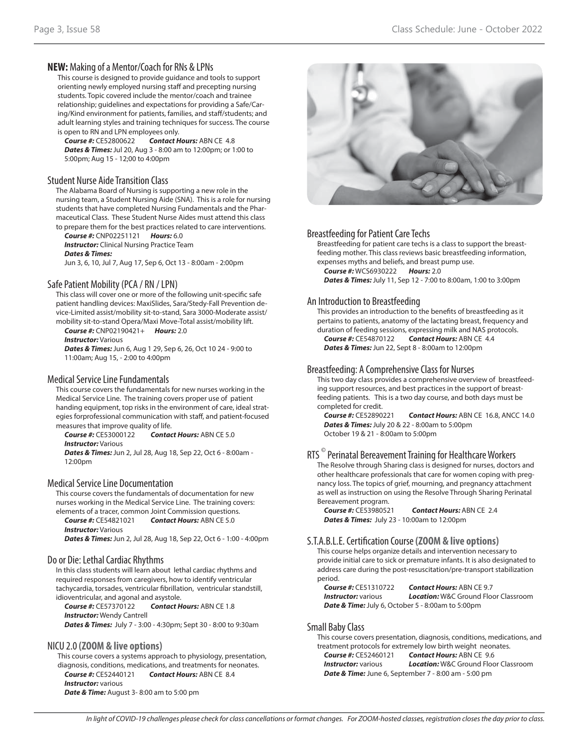## **NEW:** Making of a Mentor/Coach for RNs & LPNs

This course is designed to provide guidance and tools to support orienting newly employed nursing staff and precepting nursing students. Topic covered include the mentor/coach and trainee relationship; guidelines and expectations for providing a Safe/Caring/Kind environment for patients, families, and staff/students; and adult learning styles and training techniques for success. The course is open to RN and LPN employees only.

***Course #:*** CE52800622 ***Contact Hours:*** ABN CE 4.8
***Dates & Times:*** Jul 20, Aug 3 - 8:00 am to 12:00pm; or 1:00 to 5:00pm; Aug 15 - 12;00 to 4:00pm

## Student Nurse Aide Transition Class

The Alabama Board of Nursing is supporting a new role in the nursing team, a Student Nursing Aide (SNA). This is a role for nursing students that have completed Nursing Fundamentals and the Pharmaceutical Class. These Student Nurse Aides must attend this class to prepare them for the best practices related to care interventions.

***Course #:*** CNP02251121 ***Hours:*** 6.0
***Instructor:*** Clinical Nursing Practice Team
***Dates & Times:***
Jun 3, 6, 10, Jul 7, Aug 17, Sep 6, Oct 13 - 8:00am - 2:00pm

## Safe Patient Mobility (PCA / RN / LPN)

This class will cover one or more of the following unit-specific safe patient handling devices: MaxiSlides, Sara/Stedy-Fall Prevention device-Limited assist/mobility sit-to-stand, Sara 3000-Moderate assist/mobility sit-to-stand Opera/Maxi Move-Total assist/mobility lift.

***Course #:*** CNP02190421+ ***Hours:*** 2.0
***Instructor:*** Various
***Dates & Times:*** Jun 6, Aug 1 29, Sep 6, 26, Oct 10 24 - 9:00 to 11:00am; Aug 15, - 2:00 to 4:00pm

## Medical Service Line Fundamentals

This course covers the fundamentals for new nurses working in the Medical Service Line. The training covers proper use of patient handing equipment, top risks in the environment of care, ideal strategies forprofessional communication with staff, and patient-focused measures that improve quality of life.

***Course #:*** CE53000122 ***Contact Hours:*** ABN CE 5.0
***Instructor:*** Various
***Dates & Times:*** Jun 2, Jul 28, Aug 18, Sep 22, Oct 6 - 8:00am - 12:00pm

## Medical Service Line Documentation

This course covers the fundamentals of documentation for new nurses working in the Medical Service Line. The training covers: elements of a tracer, common Joint Commission questions.

***Course #:*** CE54821021 ***Contact Hours:*** ABN CE 5.0
***Instructor:*** Various
***Dates & Times:*** Jun 2, Jul 28, Aug 18, Sep 22, Oct 6 - 1:00 - 4:00pm

## Do or Die: Lethal Cardiac Rhythms

In this class students will learn about lethal cardiac rhythms and required responses from caregivers, how to identify ventricular tachycardia, torsades, ventricular fibrillation, ventricular standstill, idioventricular, and agonal and asystole.

***Course #:*** CE57370122 ***Contact Hours:*** ABN CE 1.8
***Instructor:*** Wendy Cantrell
***Dates & Times:*** July 7 - 3:00 - 4:30pm; Sept 30 - 8:00 to 9:30am

## NICU 2.0 **(ZOOM & live options)**

This course covers a systems approach to physiology, presentation, diagnosis, conditions, medications, and treatments for neonates.

***Course #:*** CE52440121 ***Contact Hours:*** ABN CE 8.4
***Instructor:*** various
***Date & Time:*** August 3- 8:00 am to 5:00 pm

## Breastfeeding for Patient Care Techs

Breastfeeding for patient care techs is a class to support the breastfeeding mother. This class reviews basic breastfeeding information, expenses myths and beliefs, and breast pump use.

***Course #:*** WCS6930222 ***Hours:*** 2.0
***Dates & Times:*** July 11, Sep 12 - 7:00 to 8:00am, 1:00 to 3:00pm

## An Introduction to Breastfeeding

This provides an introduction to the benefits of breastfeeding as it pertains to patients, anatomy of the lactating breast, frequency and duration of feeding sessions, expressing milk and NAS protocols.

***Course #:*** CE54870122 ***Contact Hours:*** ABN CE 4.4
***Dates & Times:*** Jun 22, Sept 8 - 8:00am to 12:00pm

## Breastfeeding: A Comprehensive Class for Nurses

This two day class provides a comprehensive overview of breastfeeding support resources, and best practices in the support of breastfeeding patients. This is a two day course, and both days must be completed for credit.

***Course #:*** CE52890221 ***Contact Hours:*** ABN CE 16.8, ANCC 14.0
***Dates & Times:*** July 20 & 22 - 8:00am to 5:00pm
October 19 & 21 - 8:00am to 5:00pm

## RTS © Perinatal Bereavement Training for Healthcare Workers

The Resolve through Sharing class is designed for nurses, doctors and other healthcare professionals that care for women coping with pregnancy loss. The topics of grief, mourning, and pregnancy attachment as well as instruction on using the Resolve Through Sharing Perinatal Bereavement program.

***Course #:*** CE53980521 ***Contact Hours:*** ABN CE 2.4
***Dates & Times:*** July 23 - 10:00am to 12:00pm

## S.T.A.B.L.E. Certification Course **(ZOOM & live options)**

This course helps organize details and intervention necessary to provide initial care to sick or premature infants. It is also designated to address care during the post-resuscitation/pre-transport stabilization period.

***Course #:*** CE51310722 ***Contact Hours:*** ABN CE 9.7
***Instructor:*** various ***Location:*** W&C Ground Floor Classroom
***Date & Time:*** July 6, October 5 - 8:00am to 5:00pm

## Small Baby Class

This course covers presentation, diagnosis, conditions, medications, and treatment protocols for extremely low birth weight neonates.

***Course #:*** CE52460121 ***Contact Hours:*** ABN CE 9.6
***Instructor:*** various ***Location:*** W&C Ground Floor Classroom
***Date & Time:*** June 6, September 7 - 8:00 am - 5:00 pm

*In light of COVID-19 challenges please check for class cancellations or format changes. For ZOOM-hosted classes, registration closes the day prior to class.*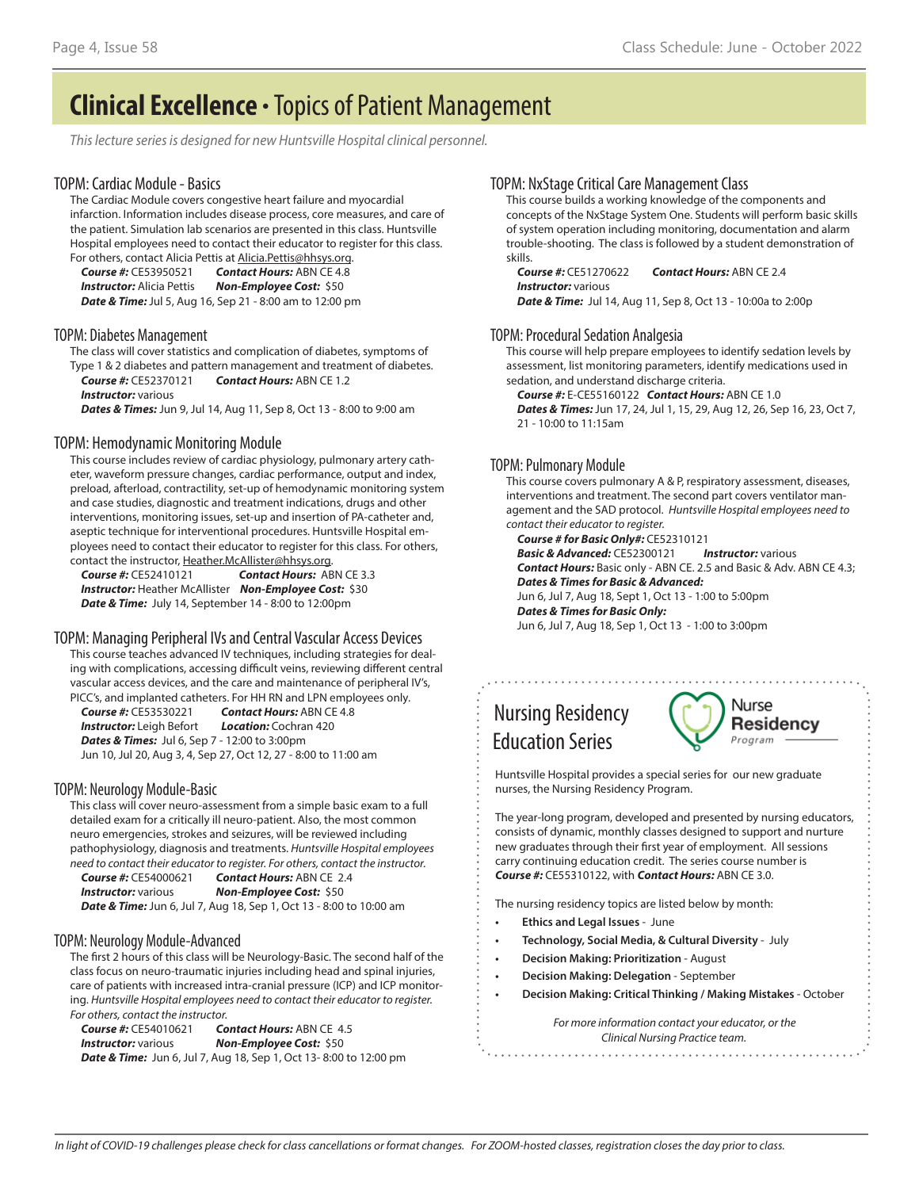# **Clinical Excellence** • Topics of Patient Management

*This lecture series is designed for new Huntsville Hospital clinical personnel.*

### TOPM: Cardiac Module - Basics

The Cardiac Module covers congestive heart failure and myocardial infarction. Information includes disease process, core measures, and care of the patient. Simulation lab scenarios are presented in this class. Huntsville Hospital employees need to contact their educator to register for this class. For others, contact Alicia Pettis at Alicia.Pettis@hhsys.org.

***Course #:*** CE53950521 ***Contact Hours:*** ABN CE 4.8
***Instructor:*** Alicia Pettis ***Non-Employee Cost:*** $50
***Date & Time:*** Jul 5, Aug 16, Sep 21 - 8:00 am to 12:00 pm

### TOPM: Diabetes Management

The class will cover statistics and complication of diabetes, symptoms of Type 1 & 2 diabetes and pattern management and treatment of diabetes.

***Course #:*** CE52370121 ***Contact Hours:*** ABN CE 1.2
***Instructor:*** various
***Dates & Times:*** Jun 9, Jul 14, Aug 11, Sep 8, Oct 13 - 8:00 to 9:00 am

### TOPM: Hemodynamic Monitoring Module

This course includes review of cardiac physiology, pulmonary artery catheter, waveform pressure changes, cardiac performance, output and index, preload, afterload, contractility, set-up of hemodynamic monitoring system and case studies, diagnostic and treatment indications, drugs and other interventions, monitoring issues, set-up and insertion of PA-catheter and, aseptic technique for interventional procedures. Huntsville Hospital employees need to contact their educator to register for this class. For others, contact the instructor, Heather.McAllister@hhsys.org.

***Course #:*** CE52410121 ***Contact Hours:*** ABN CE 3.3
***Instructor:*** Heather McAllister ***Non-Employee Cost:*** $30
***Date & Time:*** July 14, September 14 - 8:00 to 12:00pm

### TOPM: Managing Peripheral IVs and Central Vascular Access Devices

This course teaches advanced IV techniques, including strategies for dealing with complications, accessing difficult veins, reviewing different central vascular access devices, and the care and maintenance of peripheral IV's, PICC's, and implanted catheters. For HH RN and LPN employees only.

***Course #:*** CE53530221 ***Contact Hours:*** ABN CE 4.8
***Instructor:*** Leigh Befort ***Location:*** Cochran 420
***Dates & Times:*** Jul 6, Sep 7 - 12:00 to 3:00pm
Jun 10, Jul 20, Aug 3, 4, Sep 27, Oct 12, 27 - 8:00 to 11:00 am

### TOPM: Neurology Module-Basic

This class will cover neuro-assessment from a simple basic exam to a full detailed exam for a critically ill neuro-patient. Also, the most common neuro emergencies, strokes and seizures, will be reviewed including pathophysiology, diagnosis and treatments. *Huntsville Hospital employees need to contact their educator to register. For others, contact the instructor.*

***Course #:*** CE54000621 ***Contact Hours:*** ABN CE 2.4
***Instructor:*** various ***Non-Employee Cost:*** $50
***Date & Time:*** Jun 6, Jul 7, Aug 18, Sep 1, Oct 13 - 8:00 to 10:00 am

### TOPM: Neurology Module-Advanced

The first 2 hours of this class will be Neurology-Basic. The second half of the class focus on neuro-traumatic injuries including head and spinal injuries, care of patients with increased intra-cranial pressure (ICP) and ICP monitoring. *Huntsville Hospital employees need to contact their educator to register. For others, contact the instructor.*

***Course #:*** CE54010621 ***Contact Hours:*** ABN CE 4.5
***Instructor:*** various ***Non-Employee Cost:*** $50
***Date & Time:*** Jun 6, Jul 7, Aug 18, Sep 1, Oct 13- 8:00 to 12:00 pm

### TOPM: NxStage Critical Care Management Class

This course builds a working knowledge of the components and concepts of the NxStage System One. Students will perform basic skills of system operation including monitoring, documentation and alarm trouble-shooting. The class is followed by a student demonstration of skills.

***Course #:*** CE51270622 ***Contact Hours:*** ABN CE 2.4
***Instructor:*** various
***Date & Time:*** Jul 14, Aug 11, Sep 8, Oct 13 - 10:00a to 2:00p

### TOPM: Procedural Sedation Analgesia

This course will help prepare employees to identify sedation levels by assessment, list monitoring parameters, identify medications used in sedation, and understand discharge criteria.

***Course #:*** E-CE55160122 ***Contact Hours:*** ABN CE 1.0
***Dates & Times:*** Jun 17, 24, Jul 1, 15, 29, Aug 12, 26, Sep 16, 23, Oct 7, 21 - 10:00 to 11:15am

### TOPM: Pulmonary Module

This course covers pulmonary A & P, respiratory assessment, diseases, interventions and treatment. The second part covers ventilator management and the SAD protocol. *Huntsville Hospital employees need to contact their educator to register.*

***Course # for Basic Only#:*** CE52310121
***Basic & Advanced:*** CE52300121 ***Instructor:*** various
***Contact Hours:*** Basic only - ABN CE. 2.5 and Basic & Adv. ABN CE 4.3;
***Dates & Times for Basic & Advanced:***
Jun 6, Jul 7, Aug 18, Sept 1, Oct 13 - 1:00 to 5:00pm
***Dates & Times for Basic Only:***
Jun 6, Jul 7, Aug 18, Sep 1, Oct 13 - 1:00 to 3:00pm

## Nursing Residency Education Series

Nurse Residency Program

Huntsville Hospital provides a special series for our new graduate nurses, the Nursing Residency Program.

The year-long program, developed and presented by nursing educators, consists of dynamic, monthly classes designed to support and nurture new graduates through their first year of employment. All sessions carry continuing education credit. The series course number is ***Course #:*** CE55310122, with ***Contact Hours:*** ABN CE 3.0.

The nursing residency topics are listed below by month:

- **Ethics and Legal Issues** - June
- **Technology, Social Media, & Cultural Diversity** - July
- **Decision Making: Prioritization** - August
- **Decision Making: Delegation** - September
- **Decision Making: Critical Thinking / Making Mistakes** - October

*For more information contact your educator, or the Clinical Nursing Practice team.*

*In light of COVID-19 challenges please check for class cancellations or format changes. For ZOOM-hosted classes, registration closes the day prior to class.*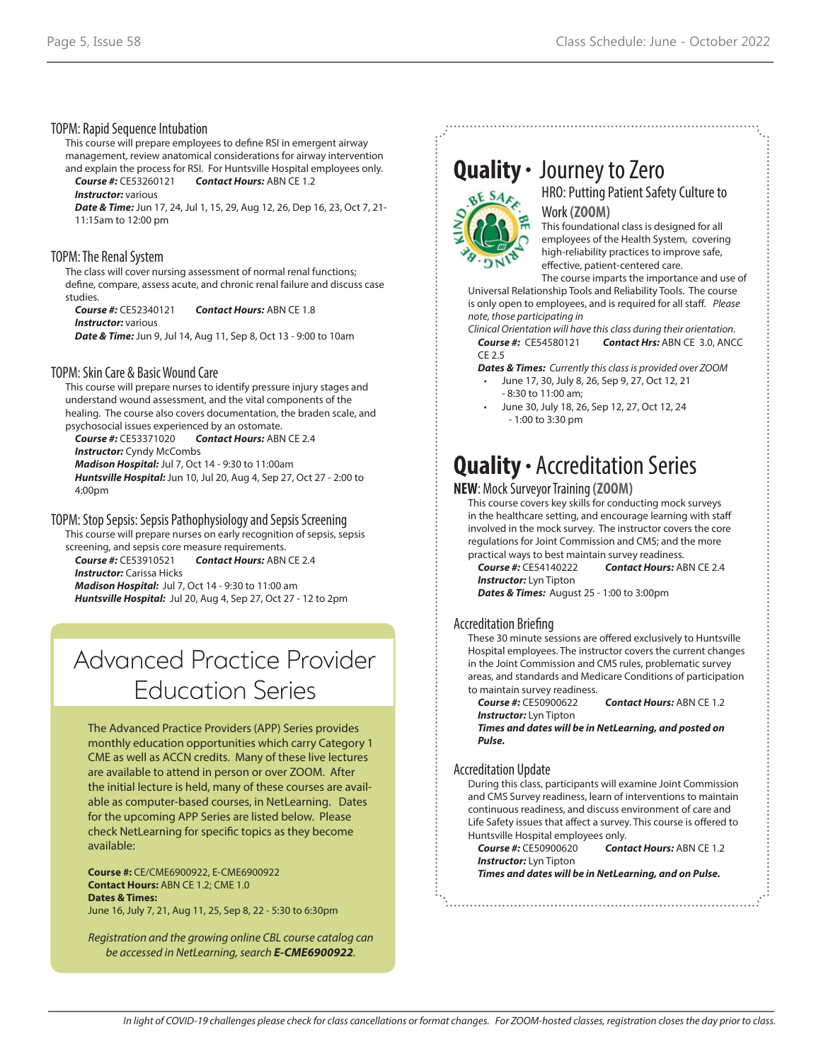### TOPM: Rapid Sequence Intubation

This course will prepare employees to define RSI in emergent airway management, review anatomical considerations for airway intervention and explain the process for RSI. For Huntsville Hospital employees only.

***Course #:*** CE53260121 ***Contact Hours:*** ABN CE 1.2
***Instructor:*** various
***Date & Time:*** Jun 17, 24, Jul 1, 15, 29, Aug 12, 26, Dep 16, 23, Oct 7, 21-11:15am to 12:00 pm

### TOPM: The Renal System

The class will cover nursing assessment of normal renal functions; define, compare, assess acute, and chronic renal failure and discuss case studies.

***Course #:*** CE52340121 ***Contact Hours:*** ABN CE 1.8
***Instructor:*** various
***Date & Time:*** Jun 9, Jul 14, Aug 11, Sep 8, Oct 13 - 9:00 to 10am

### TOPM: Skin Care & Basic Wound Care

This course will prepare nurses to identify pressure injury stages and understand wound assessment, and the vital components of the healing. The course also covers documentation, the braden scale, and psychosocial issues experienced by an ostomate.

***Course #:*** CE53371020 ***Contact Hours:*** ABN CE 2.4
***Instructor:*** Cyndy McCombs
***Madison Hospital:*** Jul 7, Oct 14 - 9:30 to 11:00am
***Huntsville Hospital:*** Jun 10, Jul 20, Aug 4, Sep 27, Oct 27 - 2:00 to 4:00pm

### TOPM: Stop Sepsis: Sepsis Pathophysiology and Sepsis Screening

This course will prepare nurses on early recognition of sepsis, sepsis screening, and sepsis core measure requirements.

***Course #:*** CE53910521 ***Contact Hours:*** ABN CE 2.4
***Instructor:*** Carissa Hicks
***Madison Hospital:*** Jul 7, Oct 14 - 9:30 to 11:00 am
***Huntsville Hospital:*** Jul 20, Aug 4, Sep 27, Oct 27 - 12 to 2pm

## Advanced Practice Provider Education Series

The Advanced Practice Providers (APP) Series provides monthly education opportunities which carry Category 1 CME as well as ACCN credits. Many of these live lectures are available to attend in person or over ZOOM. After the initial lecture is held, many of these courses are available as computer-based courses, in NetLearning. Dates for the upcoming APP Series are listed below. Please check NetLearning for specific topics as they become available:

**Course #:** CE/CME6900922, E-CME6900922
**Contact Hours:** ABN CE 1.2; CME 1.0
**Dates & Times:**
June 16, July 7, 21, Aug 11, 25, Sep 8, 22 - 5:30 to 6:30pm

*Registration and the growing online CBL course catalog can be accessed in NetLearning, search **E-CME6900922**.*

## Quality • Journey to Zero

### HRO: Putting Patient Safety Culture to Work (ZOOM)

This foundational class is designed for all employees of the Health System, covering high-reliability practices to improve safe, effective, patient-centered care.

The course imparts the importance and use of Universal Relationship Tools and Reliability Tools. The course is only open to employees, and is required for all staff. *Please note, those participating in Clinical Orientation will have this class during their orientation.*

***Course #:*** CE54580121 ***Contact Hrs:*** ABN CE 3.0, ANCC CE 2.5

***Dates & Times:*** *Currently this class is provided over ZOOM*

- June 17, 30, July 8, 26, Sep 9, 27, Oct 12, 21 - 8:30 to 11:00 am;
- June 30, July 18, 26, Sep 12, 27, Oct 12, 24 - 1:00 to 3:30 pm

## Quality • Accreditation Series

### NEW: Mock Surveyor Training (ZOOM)

This course covers key skills for conducting mock surveys in the healthcare setting, and encourage learning with staff involved in the mock survey. The instructor covers the core regulations for Joint Commission and CMS; and the more practical ways to best maintain survey readiness.

***Course #:*** CE54140222 ***Contact Hours:*** ABN CE 2.4
***Instructor:*** Lyn Tipton
***Dates & Times:*** August 25 - 1:00 to 3:00pm

### Accreditation Briefing

These 30 minute sessions are offered exclusively to Huntsville Hospital employees. The instructor covers the current changes in the Joint Commission and CMS rules, problematic survey areas, and standards and Medicare Conditions of participation to maintain survey readiness.

***Course #:*** CE50900622 ***Contact Hours:*** ABN CE 1.2
***Instructor:*** Lyn Tipton
***Times and dates will be in NetLearning, and posted on Pulse.***

### Accreditation Update

During this class, participants will examine Joint Commission and CMS Survey readiness, learn of interventions to maintain continuous readiness, and discuss environment of care and Life Safety issues that affect a survey. This course is offered to Huntsville Hospital employees only.

***Course #:*** CE50900620 ***Contact Hours:*** ABN CE 1.2
***Instructor:*** Lyn Tipton
***Times and dates will be in NetLearning, and on Pulse.***

*In light of COVID-19 challenges please check for class cancellations or format changes. For ZOOM-hosted classes, registration closes the day prior to class.*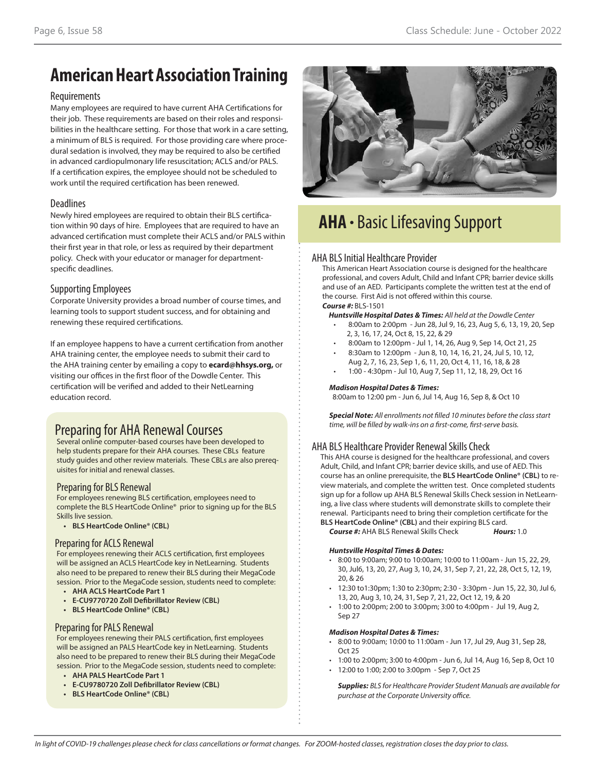# American Heart Association Training

## Requirements

Many employees are required to have current AHA Certifications for their job. These requirements are based on their roles and responsibilities in the healthcare setting. For those that work in a care setting, a minimum of BLS is required. For those providing care where procedural sedation is involved, they may be required to also be certified in advanced cardiopulmonary life resuscitation; ACLS and/or PALS. If a certification expires, the employee should not be scheduled to work until the required certification has been renewed.

## Deadlines

Newly hired employees are required to obtain their BLS certification within 90 days of hire. Employees that are required to have an advanced certification must complete their ACLS and/or PALS within their first year in that role, or less as required by their department policy. Check with your educator or manager for department-specific deadlines.

## Supporting Employees

Corporate University provides a broad number of course times, and learning tools to support student success, and for obtaining and renewing these required certifications.

If an employee happens to have a current certification from another AHA training center, the employee needs to submit their card to the AHA training center by emailing a copy to **ecard@hhsys.org,** or visiting our offices in the first floor of the Dowdle Center. This certification will be verified and added to their NetLearning education record.

## Preparing for AHA Renewal Courses

Several online computer-based courses have been developed to help students prepare for their AHA courses. These CBLs feature study guides and other review materials. These CBLs are also prerequisites for initial and renewal classes.

### Preparing for BLS Renewal

For employees renewing BLS certification, employees need to complete the BLS HeartCode Online® prior to signing up for the BLS Skills live session.

- **BLS HeartCode Online® (CBL)**

### Preparing for ACLS Renewal

For employees renewing their ACLS certification, first employees will be assigned an ACLS HeartCode key in NetLearning. Students also need to be prepared to renew their BLS during their MegaCode session. Prior to the MegaCode session, students need to complete:

- **AHA ACLS HeartCode Part 1**
- **E-CU9770720 Zoll Defibrillator Review (CBL)**
- **BLS HeartCode Online® (CBL)**

### Preparing for PALS Renewal

For employees renewing their PALS certification, first employees will be assigned an PALS HeartCode key in NetLearning. Students also need to be prepared to renew their BLS during their MegaCode session. Prior to the MegaCode session, students need to complete:

- **AHA PALS HeartCode Part 1**
- **E-CU9780720 Zoll Defibrillator Review (CBL)**
- **BLS HeartCode Online® (CBL)**

# **AHA** • Basic Lifesaving Support

## AHA BLS Initial Healthcare Provider

This American Heart Association course is designed for the healthcare professional, and covers Adult, Child and Infant CPR; barrier device skills and use of an AED. Participants complete the written test at the end of the course. First Aid is not offered within this course.

***Course #:*** BLS-1501

***Huntsville Hospital Dates & Times:*** *All held at the Dowdle Center*

- 8:00am to 2:00pm - Jun 28, Jul 9, 16, 23, Aug 5, 6, 13, 19, 20, Sep 2, 3, 16, 17, 24, Oct 8, 15, 22, & 29
- 8:00am to 12:00pm - Jul 1, 14, 26, Aug 9, Sep 14, Oct 21, 25
- 8:30am to 12:00pm - Jun 8, 10, 14, 16, 21, 24, Jul 5, 10, 12, Aug 2, 7, 16, 23, Sep 1, 6, 11, 20, Oct 4, 11, 16, 18, & 28
- 1:00 - 4:30pm - Jul 10, Aug 7, Sep 11, 12, 18, 29, Oct 16

***Madison Hospital Dates & Times:***

8:00am to 12:00 pm - Jun 6, Jul 14, Aug 16, Sep 8, & Oct 10

***Special Note:*** *All enrollments not filled 10 minutes before the class start time, will be filled by walk-ins on a first-come, first-serve basis.*

## AHA BLS Healthcare Provider Renewal Skills Check

This AHA course is designed for the healthcare professional, and covers Adult, Child, and Infant CPR; barrier device skills, and use of AED. This course has an online prerequisite, the **BLS HeartCode Online® (CBL)** to review materials, and complete the written test. Once completed students sign up for a follow up AHA BLS Renewal Skills Check session in NetLearning, a live class where students will demonstrate skills to complete their renewal. Participants need to bring their completion certificate for the **BLS HeartCode Online® (CBL)** and their expiring BLS card.

***Course #:*** AHA BLS Renewal Skills Check ***Hours:*** 1.0

***Huntsville Hospital Times & Dates:***

- 8:00 to 9:00am; 9:00 to 10:00am; 10:00 to 11:00am - Jun 15, 22, 29, 30, Jul6, 13, 20, 27, Aug 3, 10, 24, 31, Sep 7, 21, 22, 28, Oct 5, 12, 19, 20, & 26
- 12:30 to1:30pm; 1:30 to 2:30pm; 2:30 - 3:30pm - Jun 15, 22, 30, Jul 6, 13, 20, Aug 3, 10, 24, 31, Sep 7, 21, 22, Oct 12, 19, & 20
- 1:00 to 2:00pm; 2:00 to 3:00pm; 3:00 to 4:00pm - Jul 19, Aug 2, Sep 27

***Madison Hospital Dates & Times:***

- 8:00 to 9:00am; 10:00 to 11:00am - Jun 17, Jul 29, Aug 31, Sep 28, Oct 25
- 1:00 to 2:00pm; 3:00 to 4:00pm - Jun 6, Jul 14, Aug 16, Sep 8, Oct 10
- 12:00 to 1:00; 2:00 to 3:00pm - Sep 7, Oct 25

***Supplies:*** *BLS for Healthcare Provider Student Manuals are available for purchase at the Corporate University office.*

*In light of COVID-19 challenges please check for class cancellations or format changes. For ZOOM-hosted classes, registration closes the day prior to class.*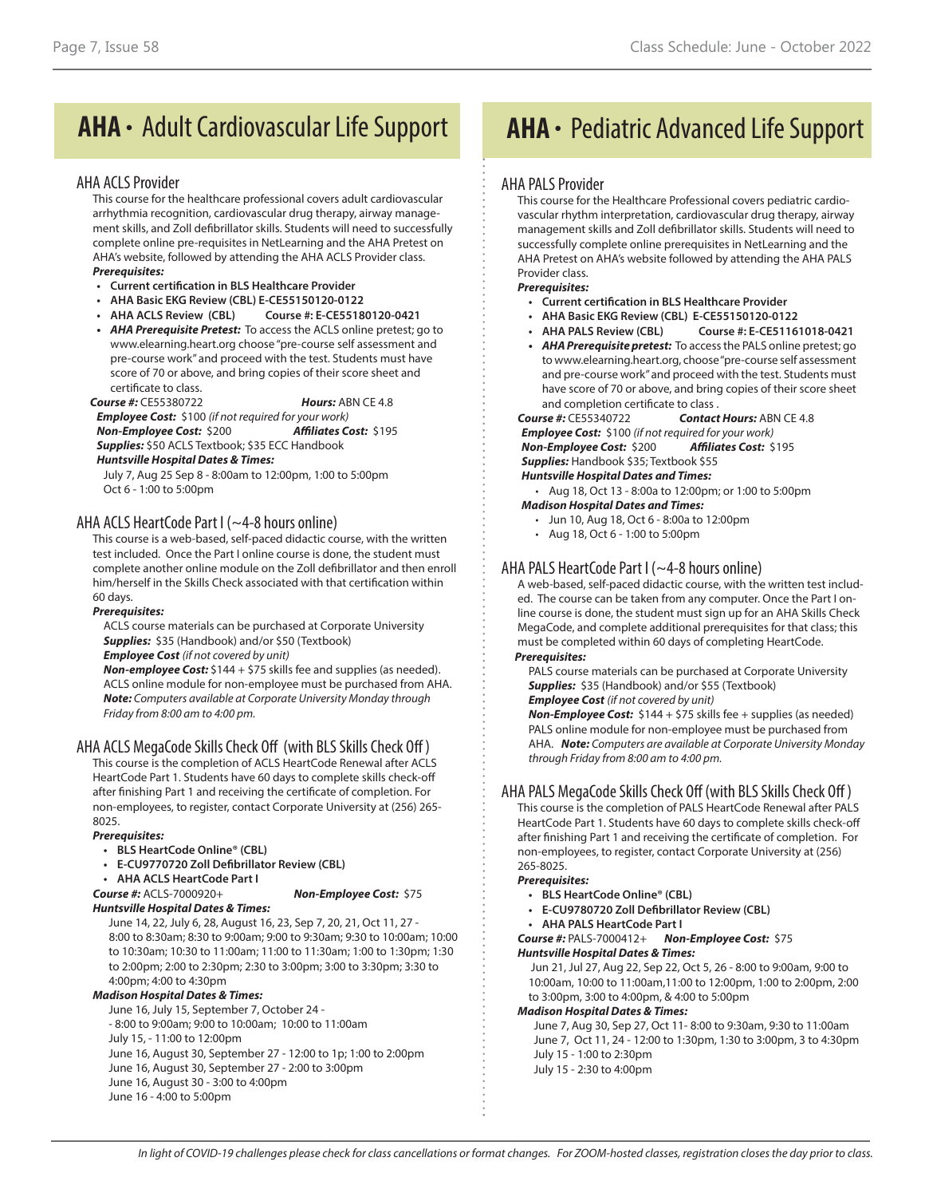# AHA • Adult Cardiovascular Life Support

## AHA ACLS Provider

This course for the healthcare professional covers adult cardiovascular arrhythmia recognition, cardiovascular drug therapy, airway management skills, and Zoll defibrillator skills. Students will need to successfully complete online pre-requisites in NetLearning and the AHA Pretest on AHA's website, followed by attending the AHA ACLS Provider class.

***Prerequisites:***

- **Current certification in BLS Healthcare Provider**
- **AHA Basic EKG Review (CBL) E-CE55150120-0122**
- **AHA ACLS Review (CBL) Course #: E-CE55180120-0421**
- ***AHA Prerequisite Pretest:*** To access the ACLS online pretest; go to www.elearning.heart.org choose "pre-course self assessment and pre-course work" and proceed with the test. Students must have score of 70 or above, and bring copies of their score sheet and certificate to class.

***Course #:*** CE55380722 ***Hours:*** ABN CE 4.8

***Employee Cost:*** $100 *(if not required for your work)*

***Non-Employee Cost:*** $200 ***Affiliates Cost:*** $195

***Supplies:*** $50 ACLS Textbook; $35 ECC Handbook

***Huntsville Hospital Dates & Times:***

July 7, Aug 25 Sep 8 - 8:00am to 12:00pm, 1:00 to 5:00pm
Oct 6 - 1:00 to 5:00pm

## AHA ACLS HeartCode Part I (~4-8 hours online)

This course is a web-based, self-paced didactic course, with the written test included. Once the Part I online course is done, the student must complete another online module on the Zoll defibrillator and then enroll him/herself in the Skills Check associated with that certification within 60 days.

***Prerequisites:***

ACLS course materials can be purchased at Corporate University

***Supplies:*** $35 (Handbook) and/or $50 (Textbook)

***Employee Cost*** *(if not covered by unit)*

***Non-employee Cost:*** $144 + $75 skills fee and supplies (as needed). ACLS online module for non-employee must be purchased from AHA.

***Note:*** *Computers available at Corporate University Monday through Friday from 8:00 am to 4:00 pm.*

## AHA ACLS MegaCode Skills Check Off (with BLS Skills Check Off)

This course is the completion of ACLS HeartCode Renewal after ACLS HeartCode Part 1. Students have 60 days to complete skills check-off after finishing Part 1 and receiving the certificate of completion. For non-employees, to register, contact Corporate University at (256) 265-8025.

***Prerequisites:***

- **BLS HeartCode Online® (CBL)**
- **E-CU9770720 Zoll Defibrillator Review (CBL)**
- **AHA ACLS HeartCode Part I**

***Course #:*** ACLS-7000920+ ***Non-Employee Cost:*** $75

***Huntsville Hospital Dates & Times:***

June 14, 22, July 6, 28, August 16, 23, Sep 7, 20, 21, Oct 11, 27 - 8:00 to 8:30am; 8:30 to 9:00am; 9:00 to 9:30am; 9:30 to 10:00am; 10:00 to 10:30am; 10:30 to 11:00am; 11:00 to 11:30am; 1:00 to 1:30pm; 1:30 to 2:00pm; 2:00 to 2:30pm; 2:30 to 3:00pm; 3:00 to 3:30pm; 3:30 to 4:00pm; 4:00 to 4:30pm

***Madison Hospital Dates & Times:***

June 16, July 15, September 7, October 24 -
- 8:00 to 9:00am; 9:00 to 10:00am; 10:00 to 11:00am
July 15, - 11:00 to 12:00pm
June 16, August 30, September 27 - 12:00 to 1p; 1:00 to 2:00pm
June 16, August 30, September 27 - 2:00 to 3:00pm
June 16, August 30 - 3:00 to 4:00pm
June 16 - 4:00 to 5:00pm

# AHA • Pediatric Advanced Life Support

## AHA PALS Provider

This course for the Healthcare Professional covers pediatric cardiovascular rhythm interpretation, cardiovascular drug therapy, airway management skills and Zoll defibrillator skills. Students will need to successfully complete online prerequisites in NetLearning and the AHA Pretest on AHA's website followed by attending the AHA PALS Provider class.

***Prerequisites:***

- **Current certification in BLS Healthcare Provider**
- **AHA Basic EKG Review (CBL) E-CE55150120-0122**
- **AHA PALS Review (CBL) Course #: E-CE51161018-0421**
- ***AHA Prerequisite pretest:*** To access the PALS online pretest; go to www.elearning.heart.org, choose "pre-course self assessment and pre-course work" and proceed with the test. Students must have score of 70 or above, and bring copies of their score sheet and completion certificate to class .

***Course #:*** CE55340722 ***Contact Hours:*** ABN CE 4.8

***Employee Cost:*** $100 *(if not required for your work)*

***Non-Employee Cost:*** $200 ***Affiliates Cost:*** $195

***Supplies:*** Handbook $35; Textbook $55

***Huntsville Hospital Dates and Times:***

- Aug 18, Oct 13 - 8:00a to 12:00pm; or 1:00 to 5:00pm

***Madison Hospital Dates and Times:***

- Jun 10, Aug 18, Oct 6 - 8:00a to 12:00pm
- Aug 18, Oct 6 - 1:00 to 5:00pm

## AHA PALS HeartCode Part I (~4-8 hours online)

A web-based, self-paced didactic course, with the written test included. The course can be taken from any computer. Once the Part I online course is done, the student must sign up for an AHA Skills Check MegaCode, and complete additional prerequisites for that class; this must be completed within 60 days of completing HeartCode.

***Prerequisites:***

PALS course materials can be purchased at Corporate University

***Supplies:*** $35 (Handbook) and/or $55 (Textbook)

***Employee Cost*** *(if not covered by unit)*

***Non-Employee Cost:*** $144 + $75 skills fee + supplies (as needed) PALS online module for non-employee must be purchased from AHA. ***Note:*** *Computers are available at Corporate University Monday through Friday from 8:00 am to 4:00 pm.*

## AHA PALS MegaCode Skills Check Off (with BLS Skills Check Off)

This course is the completion of PALS HeartCode Renewal after PALS HeartCode Part 1. Students have 60 days to complete skills check-off after finishing Part 1 and receiving the certificate of completion. For non-employees, to register, contact Corporate University at (256) 265-8025.

***Prerequisites:***

- **BLS HeartCode Online® (CBL)**
- **E-CU9780720 Zoll Defibrillator Review (CBL)**
- **AHA PALS HeartCode Part I**

***Course #:*** PALS-7000412+ ***Non-Employee Cost:*** $75

***Huntsville Hospital Dates & Times:***

Jun 21, Jul 27, Aug 22, Sep 22, Oct 5, 26 - 8:00 to 9:00am, 9:00 to 10:00am, 10:00 to 11:00am,11:00 to 12:00pm, 1:00 to 2:00pm, 2:00 to 3:00pm, 3:00 to 4:00pm, & 4:00 to 5:00pm

***Madison Hospital Dates & Times:***

June 7, Aug 30, Sep 27, Oct 11- 8:00 to 9:30am, 9:30 to 11:00am
June 7, Oct 11, 24 - 12:00 to 1:30pm, 1:30 to 3:00pm, 3 to 4:30pm
July 15 - 1:00 to 2:30pm
July 15 - 2:30 to 4:00pm

*In light of COVID-19 challenges please check for class cancellations or format changes. For ZOOM-hosted classes, registration closes the day prior to class.*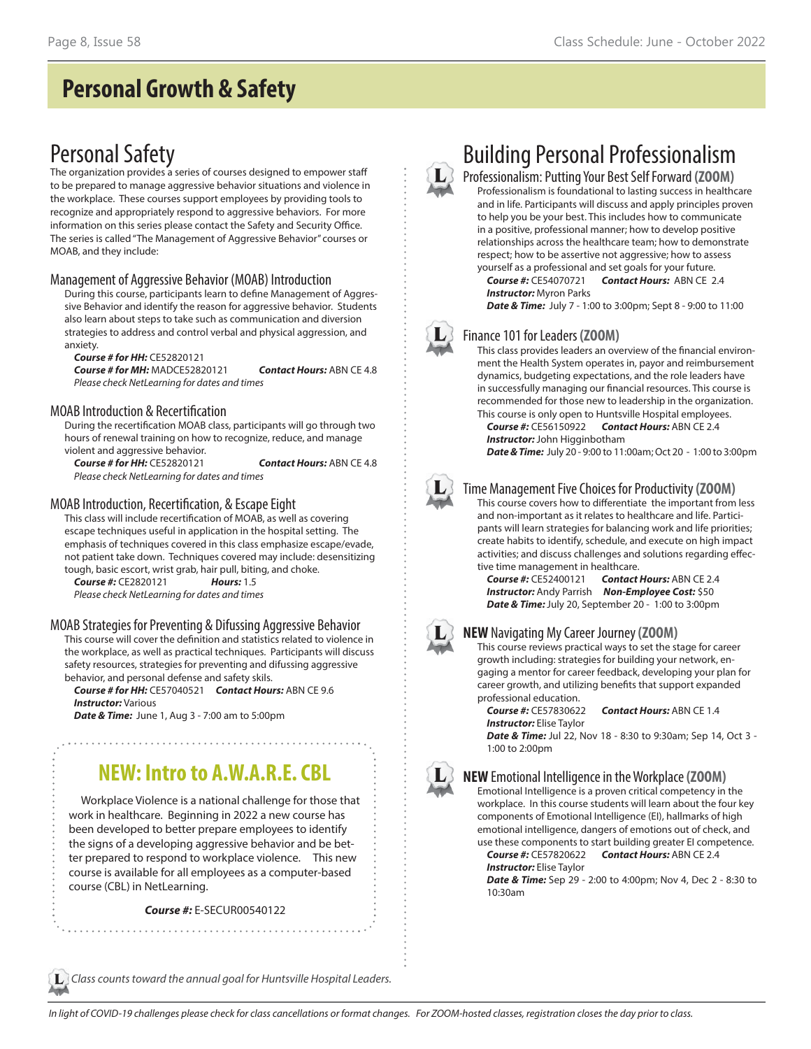# Personal Growth & Safety

## Personal Safety

The organization provides a series of courses designed to empower staff to be prepared to manage aggressive behavior situations and violence in the workplace. These courses support employees by providing tools to recognize and appropriately respond to aggressive behaviors. For more information on this series please contact the Safety and Security Office. The series is called "The Management of Aggressive Behavior" courses or MOAB, and they include:

### Management of Aggressive Behavior (MOAB) Introduction

During this course, participants learn to define Management of Aggressive Behavior and identify the reason for aggressive behavior. Students also learn about steps to take such as communication and diversion strategies to address and control verbal and physical aggression, and anxiety.

***Course # for HH:*** CE52820121
***Course # for MH:*** MADCE52820121 ***Contact Hours:*** ABN CE 4.8
*Please check NetLearning for dates and times*

### MOAB Introduction & Recertification

During the recertification MOAB class, participants will go through two hours of renewal training on how to recognize, reduce, and manage violent and aggressive behavior.

***Course # for HH:*** CE52820121 ***Contact Hours:*** ABN CE 4.8
*Please check NetLearning for dates and times*

### MOAB Introduction, Recertification, & Escape Eight

This class will include recertification of MOAB, as well as covering escape techniques useful in application in the hospital setting. The emphasis of techniques covered in this class emphasize escape/evade, not patient take down. Techniques covered may include: desensitizing tough, basic escort, wrist grab, hair pull, biting, and choke.

***Course #:*** CE2820121 ***Hours:*** 1.5
*Please check NetLearning for dates and times*

### MOAB Strategies for Preventing & Difussing Aggressive Behavior

This course will cover the definition and statistics related to violence in the workplace, as well as practical techniques. Participants will discuss safety resources, strategies for preventing and difussing aggressive behavior, and personal defense and safety skils.

***Course # for HH:*** CE57040521 ***Contact Hours:*** ABN CE 9.6
***Instructor:*** Various
***Date & Time:*** June 1, Aug 3 - 7:00 am to 5:00pm

## NEW: Intro to A.W.A.R.E. CBL

Workplace Violence is a national challenge for those that work in healthcare. Beginning in 2022 a new course has been developed to better prepare employees to identify the signs of a developing aggressive behavior and be better prepared to respond to workplace violence. This new course is available for all employees as a computer-based course (CBL) in NetLearning.

***Course #:*** E-SECUR00540122

## Building Personal Professionalism

### Professionalism: Putting Your Best Self Forward (ZOOM)

Professionalism is foundational to lasting success in healthcare and in life. Participants will discuss and apply principles proven to help you be your best. This includes how to communicate in a positive, professional manner; how to develop positive relationships across the healthcare team; how to demonstrate respect; how to be assertive not aggressive; how to assess yourself as a professional and set goals for your future.

***Course #:*** CE54070721 ***Contact Hours:*** ABN CE 2.4
***Instructor:*** Myron Parks
***Date & Time:*** July 7 - 1:00 to 3:00pm; Sept 8 - 9:00 to 11:00

### Finance 101 for Leaders (ZOOM)

This class provides leaders an overview of the financial environment the Health System operates in, payor and reimbursement dynamics, budgeting expectations, and the role leaders have in successfully managing our financial resources. This course is recommended for those new to leadership in the organization. This course is only open to Huntsville Hospital employees.

***Course #:*** CE56150922 ***Contact Hours:*** ABN CE 2.4
***Instructor:*** John Higginbotham
***Date & Time:*** July 20 - 9:00 to 11:00am; Oct 20 - 1:00 to 3:00pm

### Time Management Five Choices for Productivity (ZOOM)

This course covers how to differentiate the important from less and non-important as it relates to healthcare and life. Participants will learn strategies for balancing work and life priorities; create habits to identify, schedule, and execute on high impact activities; and discuss challenges and solutions regarding effective time management in healthcare.

***Course #:*** CE52400121 ***Contact Hours:*** ABN CE 2.4
***Instructor:*** Andy Parrish ***Non-Employee Cost:*** $50
***Date & Time:*** July 20, September 20 - 1:00 to 3:00pm

### NEW Navigating My Career Journey (ZOOM)

This course reviews practical ways to set the stage for career growth including: strategies for building your network, engaging a mentor for career feedback, developing your plan for career growth, and utilizing benefits that support expanded professional education.

***Course #:*** CE57830622 ***Contact Hours:*** ABN CE 1.4
***Instructor:*** Elise Taylor
***Date & Time:*** Jul 22, Nov 18 - 8:30 to 9:30am; Sep 14, Oct 3 - 1:00 to 2:00pm

### NEW Emotional Intelligence in the Workplace (ZOOM)

Emotional Intelligence is a proven critical competency in the workplace. In this course students will learn about the four key components of Emotional Intelligence (EI), hallmarks of high emotional intelligence, dangers of emotions out of check, and use these components to start building greater EI competence.

***Course #:*** CE57820622 ***Contact Hours:*** ABN CE 2.4
***Instructor:*** Elise Taylor
***Date & Time:*** Sep 29 - 2:00 to 4:00pm; Nov 4, Dec 2 - 8:30 to 10:30am

*L: Class counts toward the annual goal for Huntsville Hospital Leaders.*

*In light of COVID-19 challenges please check for class cancellations or format changes. For ZOOM-hosted classes, registration closes the day prior to class.*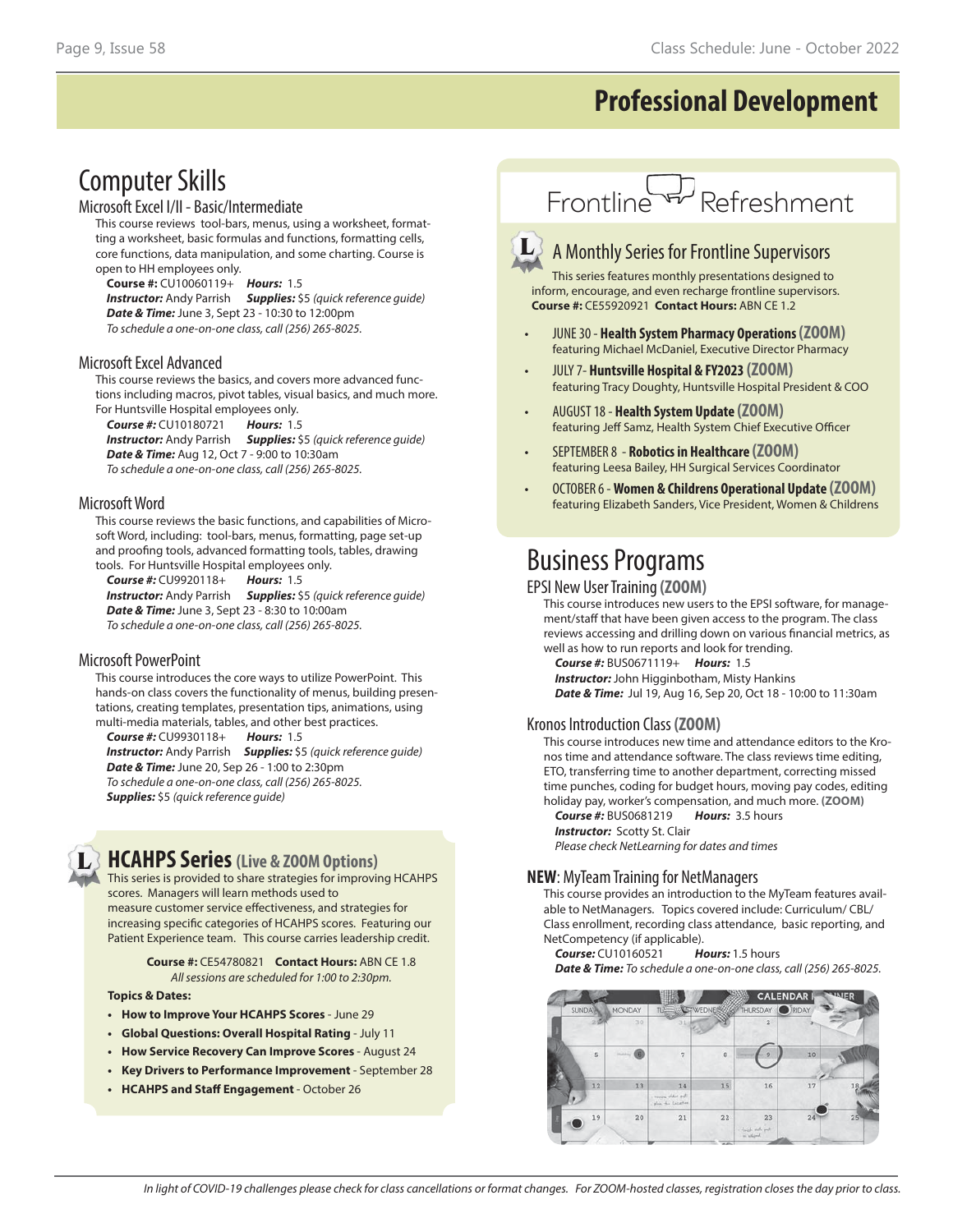# Professional Development

## Computer Skills

### Microsoft Excel I/II - Basic/Intermediate

This course reviews tool-bars, menus, using a worksheet, formatting a worksheet, basic formulas and functions, formatting cells, core functions, data manipulation, and some charting. Course is open to HH employees only.

**Course #:** CU10060119+ **Hours:** 1.5
**Instructor:** Andy Parrish **Supplies:** $5 *(quick reference guide)*
**Date & Time:** June 3, Sept 23 - 10:30 to 12:00pm
*To schedule a one-on-one class, call (256) 265-8025.*

### Microsoft Excel Advanced

This course reviews the basics, and covers more advanced functions including macros, pivot tables, visual basics, and much more. For Huntsville Hospital employees only.

**Course #:** CU10180721 **Hours:** 1.5
**Instructor:** Andy Parrish **Supplies:** $5 *(quick reference guide)*
**Date & Time:** Aug 12, Oct 7 - 9:00 to 10:30am
*To schedule a one-on-one class, call (256) 265-8025.*

### Microsoft Word

This course reviews the basic functions, and capabilities of Microsoft Word, including: tool-bars, menus, formatting, page set-up and proofing tools, advanced formatting tools, tables, drawing tools. For Huntsville Hospital employees only.

**Course #:** CU9920118+ **Hours:** 1.5
**Instructor:** Andy Parrish **Supplies:** $5 *(quick reference guide)*
**Date & Time:** June 3, Sept 23 - 8:30 to 10:00am
*To schedule a one-on-one class, call (256) 265-8025.*

### Microsoft PowerPoint

This course introduces the core ways to utilize PowerPoint. This hands-on class covers the functionality of menus, building presentations, creating templates, presentation tips, animations, using multi-media materials, tables, and other best practices.

**Course #:** CU9930118+ **Hours:** 1.5
**Instructor:** Andy Parrish **Supplies:** $5 *(quick reference guide)*
**Date & Time:** June 20, Sep 26 - 1:00 to 2:30pm
*To schedule a one-on-one class, call (256) 265-8025.*
**Supplies:** $5 *(quick reference guide)*

## HCAHPS Series (Live & ZOOM Options)

This series is provided to share strategies for improving HCAHPS scores. Managers will learn methods used to measure customer service effectiveness, and strategies for increasing specific categories of HCAHPS scores. Featuring our Patient Experience team. This course carries leadership credit.

**Course #:** CE54780821 **Contact Hours:** ABN CE 1.8
*All sessions are scheduled for 1:00 to 2:30pm.*

**Topics & Dates:**

- **How to Improve Your HCAHPS Scores** - June 29
- **Global Questions: Overall Hospital Rating** - July 11
- **How Service Recovery Can Improve Scores** - August 24
- **Key Drivers to Performance Improvement** - September 28
- **HCAHPS and Staff Engagement** - October 26

## Frontline Refreshment

### A Monthly Series for Frontline Supervisors

This series features monthly presentations designed to inform, encourage, and even recharge frontline supervisors.
**Course #:** CE55920921 **Contact Hours:** ABN CE 1.2

- JUNE 30 - **Health System Pharmacy Operations (ZOOM)** featuring Michael McDaniel, Executive Director Pharmacy
- JULY 7- **Huntsville Hospital & FY2023 (ZOOM)** featuring Tracy Doughty, Huntsville Hospital President & COO
- AUGUST 18 - **Health System Update (ZOOM)** featuring Jeff Samz, Health System Chief Executive Officer
- SEPTEMBER 8 - **Robotics in Healthcare (ZOOM)** featuring Leesa Bailey, HH Surgical Services Coordinator
- OCTOBER 6 - **Women & Childrens Operational Update (ZOOM)** featuring Elizabeth Sanders, Vice President, Women & Childrens

## Business Programs

### EPSI New User Training (ZOOM)

This course introduces new users to the EPSI software, for management/staff that have been given access to the program. The class reviews accessing and drilling down on various financial metrics, as well as how to run reports and look for trending.

**Course #:** BUS0671119+ **Hours:** 1.5
**Instructor:** John Higginbotham, Misty Hankins
**Date & Time:** Jul 19, Aug 16, Sep 20, Oct 18 - 10:00 to 11:30am

### Kronos Introduction Class (ZOOM)

This course introduces new time and attendance editors to the Kronos time and attendance software. The class reviews time editing, ETO, transferring time to another department, correcting missed time punches, coding for budget hours, moving pay codes, editing holiday pay, worker's compensation, and much more. **(ZOOM)**

**Course #:** BUS0681219 **Hours:** 3.5 hours
**Instructor:** Scotty St. Clair
*Please check NetLearning for dates and times*

### NEW: MyTeam Training for NetManagers

This course provides an introduction to the MyTeam features available to NetManagers. Topics covered include: Curriculum/ CBL/ Class enrollment, recording class attendance, basic reporting, and NetCompetency (if applicable).

**Course:** CU10160521 **Hours:** 1.5 hours
**Date & Time:** *To schedule a one-on-one class, call (256) 265-8025.*

*In light of COVID-19 challenges please check for class cancellations or format changes. For ZOOM-hosted classes, registration closes the day prior to class.*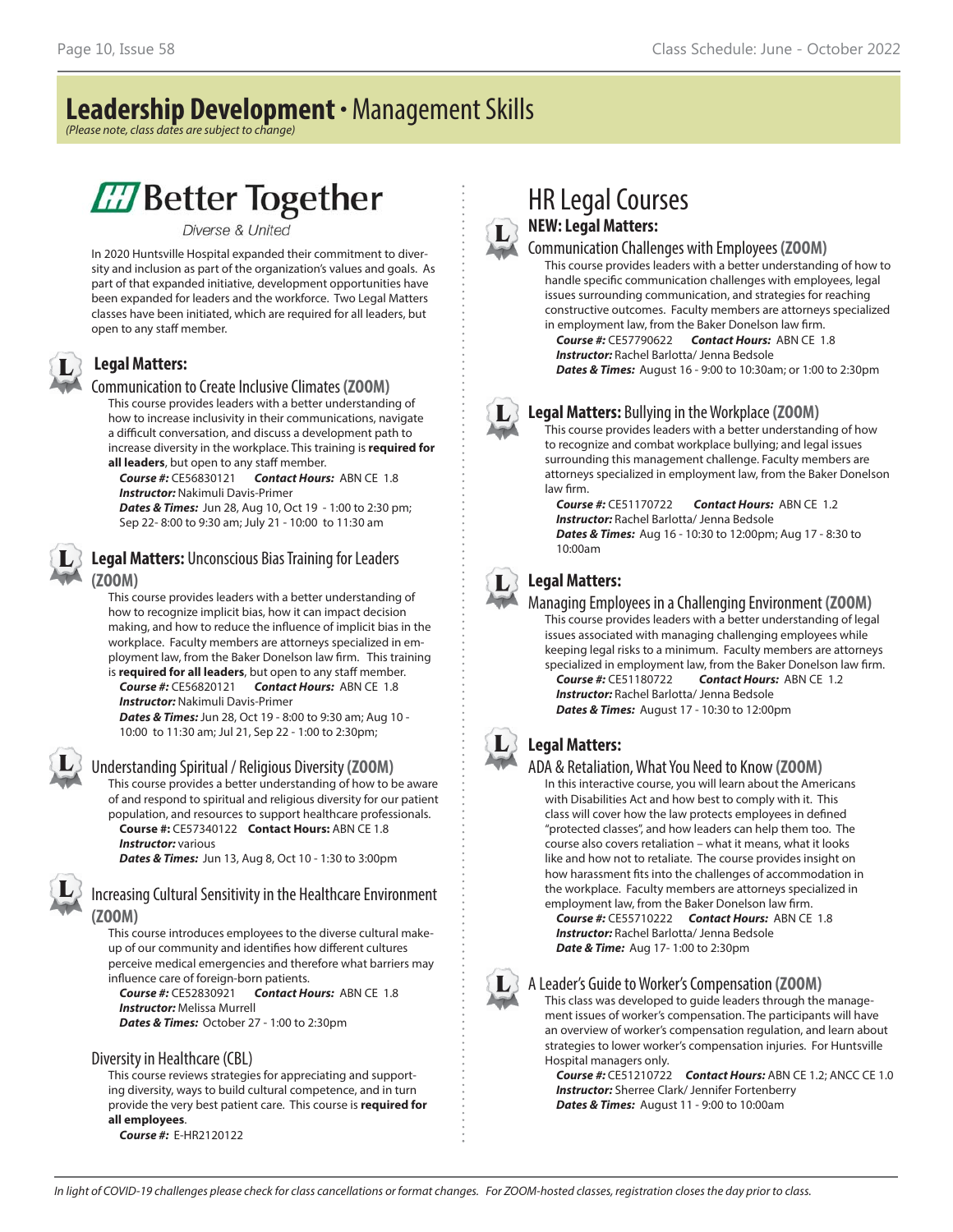# **Leadership Development** • Management Skills

*(Please note, class dates are subject to change)*

## Better Together

Diverse & United

In 2020 Huntsville Hospital expanded their commitment to diversity and inclusion as part of the organization's values and goals. As part of that expanded initiative, development opportunities have been expanded for leaders and the workforce. Two Legal Matters classes have been initiated, which are required for all leaders, but open to any staff member.

### **Legal Matters:**

### Communication to Create Inclusive Climates **(ZOOM)**

This course provides leaders with a better understanding of how to increase inclusivity in their communications, navigate a difficult conversation, and discuss a development path to increase diversity in the workplace. This training is **required for all leaders**, but open to any staff member.

***Course #:*** CE56830121 ***Contact Hours:*** ABN CE 1.8
***Instructor:*** Nakimuli Davis-Primer
***Dates & Times:*** Jun 28, Aug 10, Oct 19 - 1:00 to 2:30 pm; Sep 22- 8:00 to 9:30 am; July 21 - 10:00 to 11:30 am

### **Legal Matters:** Unconscious Bias Training for Leaders **(ZOOM)**

This course provides leaders with a better understanding of how to recognize implicit bias, how it can impact decision making, and how to reduce the influence of implicit bias in the workplace. Faculty members are attorneys specialized in employment law, from the Baker Donelson law firm. This training is **required for all leaders**, but open to any staff member.

***Course #:*** CE56820121 ***Contact Hours:*** ABN CE 1.8
***Instructor:*** Nakimuli Davis-Primer
***Dates & Times:*** Jun 28, Oct 19 - 8:00 to 9:30 am; Aug 10 - 10:00 to 11:30 am; Jul 21, Sep 22 - 1:00 to 2:30pm;

### Understanding Spiritual / Religious Diversity **(ZOOM)**

This course provides a better understanding of how to be aware of and respond to spiritual and religious diversity for our patient population, and resources to support healthcare professionals.

**Course #:** CE57340122 **Contact Hours:** ABN CE 1.8
***Instructor:*** various
***Dates & Times:*** Jun 13, Aug 8, Oct 10 - 1:30 to 3:00pm

### Increasing Cultural Sensitivity in the Healthcare Environment **(ZOOM)**

This course introduces employees to the diverse cultural makeup of our community and identifies how different cultures perceive medical emergencies and therefore what barriers may influence care of foreign-born patients.

***Course #:*** CE52830921 ***Contact Hours:*** ABN CE 1.8
***Instructor:*** Melissa Murrell
***Dates & Times:*** October 27 - 1:00 to 2:30pm

### Diversity in Healthcare (CBL)

This course reviews strategies for appreciating and supporting diversity, ways to build cultural competence, and in turn provide the very best patient care. This course is **required for all employees**.

***Course #:*** E-HR2120122

## HR Legal Courses

### **NEW: Legal Matters:**

### Communication Challenges with Employees **(ZOOM)**

This course provides leaders with a better understanding of how to handle specific communication challenges with employees, legal issues surrounding communication, and strategies for reaching constructive outcomes. Faculty members are attorneys specialized in employment law, from the Baker Donelson law firm.

***Course #:*** CE57790622 ***Contact Hours:*** ABN CE 1.8
***Instructor:*** Rachel Barlotta/ Jenna Bedsole
***Dates & Times:*** August 16 - 9:00 to 10:30am; or 1:00 to 2:30pm

### **Legal Matters:** Bullying in the Workplace **(ZOOM)**

This course provides leaders with a better understanding of how to recognize and combat workplace bullying; and legal issues surrounding this management challenge. Faculty members are attorneys specialized in employment law, from the Baker Donelson law firm.

***Course #:*** CE51170722 ***Contact Hours:*** ABN CE 1.2
***Instructor:*** Rachel Barlotta/ Jenna Bedsole
***Dates & Times:*** Aug 16 - 10:30 to 12:00pm; Aug 17 - 8:30 to 10:00am

### **Legal Matters:**

### Managing Employees in a Challenging Environment **(ZOOM)**

This course provides leaders with a better understanding of legal issues associated with managing challenging employees while keeping legal risks to a minimum. Faculty members are attorneys specialized in employment law, from the Baker Donelson law firm.

***Course #:*** CE51180722 ***Contact Hours:*** ABN CE 1.2
***Instructor:*** Rachel Barlotta/ Jenna Bedsole
***Dates & Times:*** August 17 - 10:30 to 12:00pm

### **Legal Matters:**

### ADA & Retaliation, What You Need to Know **(ZOOM)**

In this interactive course, you will learn about the Americans with Disabilities Act and how best to comply with it. This class will cover how the law protects employees in defined "protected classes", and how leaders can help them too. The course also covers retaliation – what it means, what it looks like and how not to retaliate. The course provides insight on how harassment fits into the challenges of accommodation in the workplace. Faculty members are attorneys specialized in employment law, from the Baker Donelson law firm.

***Course #:*** CE55710222 ***Contact Hours:*** ABN CE 1.8
***Instructor:*** Rachel Barlotta/ Jenna Bedsole
***Date & Time:*** Aug 17- 1:00 to 2:30pm

### A Leader's Guide to Worker's Compensation **(ZOOM)**

This class was developed to guide leaders through the management issues of worker's compensation. The participants will have an overview of worker's compensation regulation, and learn about strategies to lower worker's compensation injuries. For Huntsville Hospital managers only.

***Course #:*** CE51210722 ***Contact Hours:*** ABN CE 1.2; ANCC CE 1.0
***Instructor:*** Sherree Clark/ Jennifer Fortenberry
***Dates & Times:*** August 11 - 9:00 to 10:00am

*In light of COVID-19 challenges please check for class cancellations or format changes. For ZOOM-hosted classes, registration closes the day prior to class.*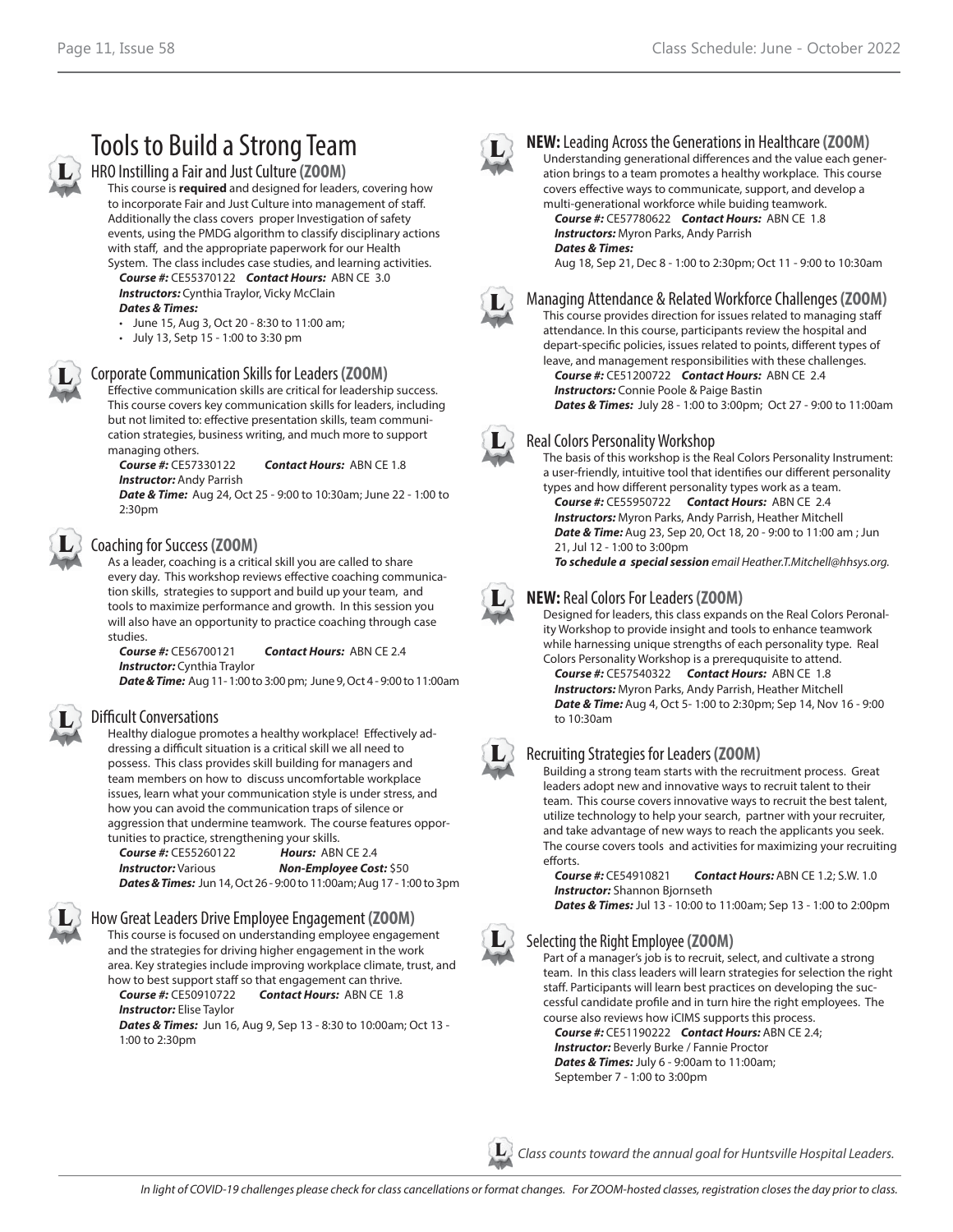# Tools to Build a Strong Team

## HRO Instilling a Fair and Just Culture (ZOOM)

This course is **required** and designed for leaders, covering how to incorporate Fair and Just Culture into management of staff. Additionally the class covers proper Investigation of safety events, using the PMDG algorithm to classify disciplinary actions with staff, and the appropriate paperwork for our Health System. The class includes case studies, and learning activities.

***Course #:*** CE55370122 ***Contact Hours:*** ABN CE 3.0
***Instructors:*** Cynthia Traylor, Vicky McClain
***Dates & Times:***

- June 15, Aug 3, Oct 20 - 8:30 to 11:00 am;
- July 13, Setp 15 - 1:00 to 3:30 pm

## Corporate Communication Skills for Leaders (ZOOM)

Effective communication skills are critical for leadership success. This course covers key communication skills for leaders, including but not limited to: effective presentation skills, team communication strategies, business writing, and much more to support managing others.

***Course #:*** CE57330122 ***Contact Hours:*** ABN CE 1.8
***Instructor:*** Andy Parrish
***Date & Time:*** Aug 24, Oct 25 - 9:00 to 10:30am; June 22 - 1:00 to 2:30pm

## Coaching for Success (ZOOM)

As a leader, coaching is a critical skill you are called to share every day. This workshop reviews effective coaching communication skills, strategies to support and build up your team, and tools to maximize performance and growth. In this session you will also have an opportunity to practice coaching through case studies.

***Course #:*** CE56700121 ***Contact Hours:*** ABN CE 2.4
***Instructor:*** Cynthia Traylor
***Date & Time:*** Aug 11 - 1:00 to 3:00 pm; June 9, Oct 4 - 9:00 to 11:00am

## Difficult Conversations

Healthy dialogue promotes a healthy workplace! Effectively addressing a difficult situation is a critical skill we all need to possess. This class provides skill building for managers and team members on how to discuss uncomfortable workplace issues, learn what your communication style is under stress, and how you can avoid the communication traps of silence or aggression that undermine teamwork. The course features opportunities to practice, strengthening your skills.

***Course #:*** CE55260122 ***Hours:*** ABN CE 2.4
***Instructor:*** Various ***Non-Employee Cost:*** $50
***Dates & Times:*** Jun 14, Oct 26 - 9:00 to 11:00am; Aug 17 - 1:00 to 3pm

## How Great Leaders Drive Employee Engagement (ZOOM)

This course is focused on understanding employee engagement and the strategies for driving higher engagement in the work area. Key strategies include improving workplace climate, trust, and how to best support staff so that engagement can thrive.

***Course #:*** CE50910722 ***Contact Hours:*** ABN CE 1.8
***Instructor:*** Elise Taylor
***Dates & Times:*** Jun 16, Aug 9, Sep 13 - 8:30 to 10:00am; Oct 13 - 1:00 to 2:30pm

## NEW: Leading Across the Generations in Healthcare (ZOOM)

Understanding generational differences and the value each generation brings to a team promotes a healthy workplace. This course covers effective ways to communicate, support, and develop a multi-generational workforce while buiding teamwork.

***Course #:*** CE57780622 ***Contact Hours:*** ABN CE 1.8
***Instructors:*** Myron Parks, Andy Parrish
***Dates & Times:***
Aug 18, Sep 21, Dec 8 - 1:00 to 2:30pm; Oct 11 - 9:00 to 10:30am

## Managing Attendance & Related Workforce Challenges (ZOOM)

This course provides direction for issues related to managing staff attendance. In this course, participants review the hospital and depart-specific policies, issues related to points, different types of leave, and management responsibilities with these challenges.

***Course #:*** CE51200722 ***Contact Hours:*** ABN CE 2.4
***Instructors:*** Connie Poole & Paige Bastin
***Dates & Times:*** July 28 - 1:00 to 3:00pm; Oct 27 - 9:00 to 11:00am

## Real Colors Personality Workshop

The basis of this workshop is the Real Colors Personality Instrument: a user-friendly, intuitive tool that identifies our different personality types and how different personality types work as a team.

***Course #:*** CE55950722 ***Contact Hours:*** ABN CE 2.4
***Instructors:*** Myron Parks, Andy Parrish, Heather Mitchell
***Date & Time:*** Aug 23, Sep 20, Oct 18, 20 - 9:00 to 11:00 am ; Jun 21, Jul 12 - 1:00 to 3:00pm
***To schedule a special session*** *email Heather.T.Mitchell@hhsys.org.*

## NEW: Real Colors For Leaders (ZOOM)

Designed for leaders, this class expands on the Real Colors Peronality Workshop to provide insight and tools to enhance teamwork while harnessing unique strengths of each personality type. Real Colors Personality Workshop is a prerequisite to attend.

***Course #:*** CE57540322 ***Contact Hours:*** ABN CE 1.8
***Instructors:*** Myron Parks, Andy Parrish, Heather Mitchell
***Date & Time:*** Aug 4, Oct 5- 1:00 to 2:30pm; Sep 14, Nov 16 - 9:00 to 10:30am

## Recruiting Strategies for Leaders (ZOOM)

Building a strong team starts with the recruitment process. Great leaders adopt new and innovative ways to recruit talent to their team. This course covers innovative ways to recruit the best talent, utilize technology to help your search, partner with your recruiter, and take advantage of new ways to reach the applicants you seek. The course covers tools and activities for maximizing your recruiting efforts.

***Course #:*** CE54910821 ***Contact Hours:*** ABN CE 1.2; S.W. 1.0
***Instructor:*** Shannon Bjornseth
***Dates & Times:*** Jul 13 - 10:00 to 11:00am; Sep 13 - 1:00 to 2:00pm

## Selecting the Right Employee (ZOOM)

Part of a manager's job is to recruit, select, and cultivate a strong team. In this class leaders will learn strategies for selection the right staff. Participants will learn best practices on developing the successful candidate profile and in turn hire the right employees. The course also reviews how iCIMS supports this process.

***Course #:*** CE51190222 ***Contact Hours:*** ABN CE 2.4;
***Instructor:*** Beverly Burke / Fannie Proctor
***Dates & Times:*** July 6 - 9:00am to 11:00am;
September 7 - 1:00 to 3:00pm

*L: Class counts toward the annual goal for Huntsville Hospital Leaders.*

*In light of COVID-19 challenges please check for class cancellations or format changes. For ZOOM-hosted classes, registration closes the day prior to class.*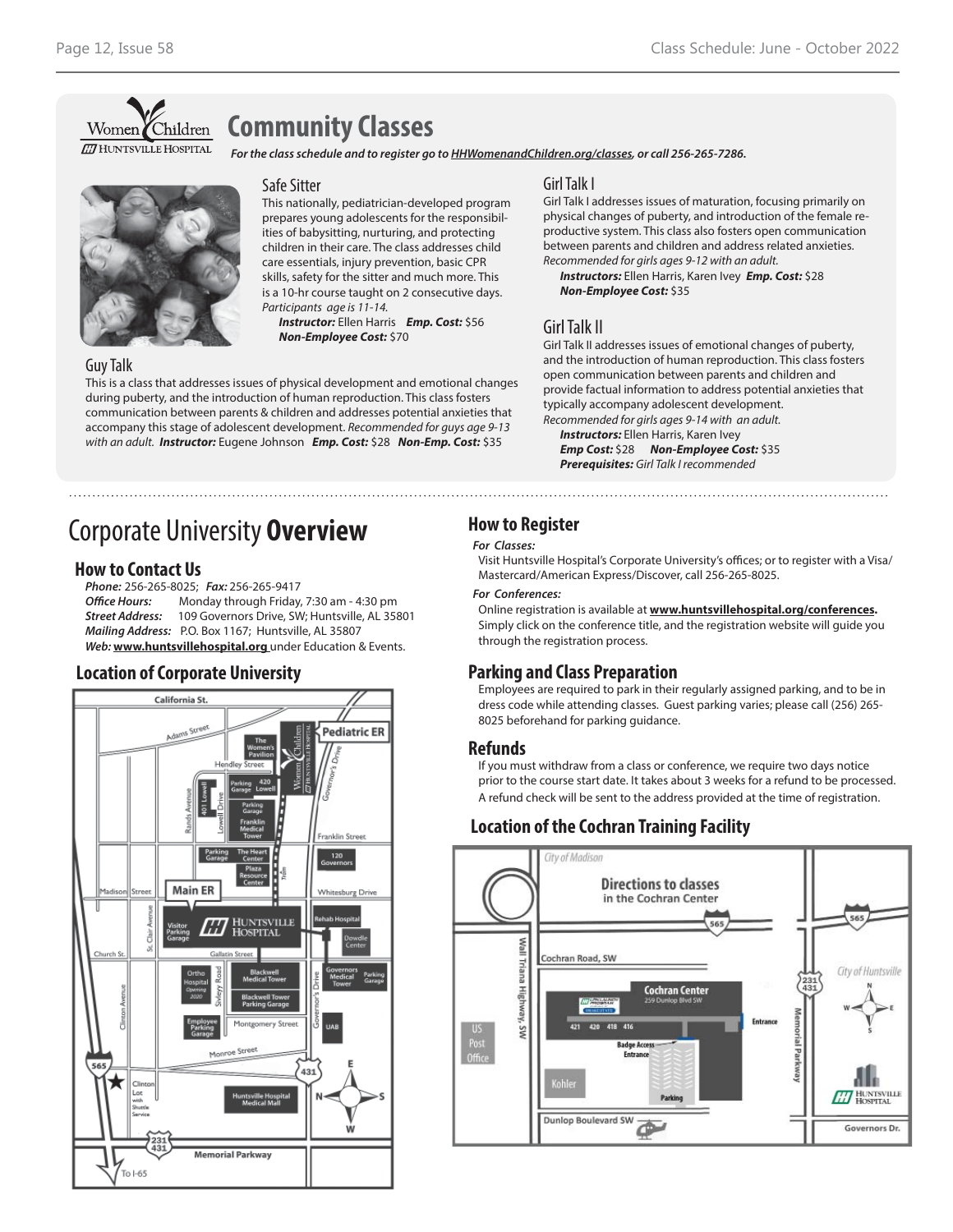# Community Classes

*For the class schedule and to register go to HHWomenandChildren.org/classes, or call 256-265-7286.*

### Safe Sitter

This nationally, pediatrician-developed program prepares young adolescents for the responsibilities of babysitting, nurturing, and protecting children in their care. The class addresses child care essentials, injury prevention, basic CPR skills, safety for the sitter and much more. This is a 10-hr course taught on 2 consecutive days. *Participants age is 11-14.*

***Instructor:*** Ellen Harris ***Emp. Cost:*** $56
***Non-Employee Cost:*** $70

### Guy Talk

This is a class that addresses issues of physical development and emotional changes during puberty, and the introduction of human reproduction. This class fosters communication between parents & children and addresses potential anxieties that accompany this stage of adolescent development. *Recommended for guys age 9-13 with an adult.* ***Instructor:*** Eugene Johnson ***Emp. Cost:*** $28 ***Non-Emp. Cost:*** $35

### Girl Talk I

Girl Talk I addresses issues of maturation, focusing primarily on physical changes of puberty, and introduction of the female reproductive system. This class also fosters open communication between parents and children and address related anxieties. *Recommended for girls ages 9-12 with an adult.*

***Instructors:*** Ellen Harris, Karen Ivey ***Emp. Cost:*** $28
***Non-Employee Cost:*** $35

### Girl Talk II

Girl Talk II addresses issues of emotional changes of puberty, and the introduction of human reproduction. This class fosters open communication between parents and children and provide factual information to address potential anxieties that typically accompany adolescent development. *Recommended for girls ages 9-14 with an adult.*

***Instructors:*** Ellen Harris, Karen Ivey
***Emp Cost:*** $28 ***Non-Employee Cost:*** $35
***Prerequisites:*** *Girl Talk I recommended*

# Corporate University **Overview**

## How to Contact Us

***Phone:*** 256-265-8025; ***Fax:*** 256-265-9417
***Office Hours:*** Monday through Friday, 7:30 am - 4:30 pm
***Street Address:*** 109 Governors Drive, SW; Huntsville, AL 35801
***Mailing Address:*** P.O. Box 1167; Huntsville, AL 35807
***Web:*** **www.huntsvillehospital.org** under Education & Events.

## Location of Corporate University

California St.
Adams Street
The Women's Pavilion
Pediatric ER
Hendley Street
Governor's Drive
Rands Avenue
401 Lowell
Lowell Drive
Parking Garage
420 Lowell
Parking Garage
Franklin Medical Tower
Franklin Street
Parking Garage
The Heart Center
Plaza Resource Center
Tram
120 Governors
Madison Street
Main ER
Whitesburg Drive
St. Clair Avenue
Visitor Parking Garage
Huntsville Hospital
Rehab Hospital
Dowdle Center
Church St.
Gallatin Street
Ortho Hospital Opening 2020
Sivley Road
Blackwell Medical Tower
Blackwell Tower Parking Garage
Governors Medical Tower
Parking Garage
Clinton Avenue
Employee Parking Garage
Montgomery Street
UAB
Monroe Street
565
431
Clinton Lot with Shuttle Service
Huntsville Hospital Medical Mall
231 431
Memorial Parkway
To I-65
N E S W

## How to Register

***For Classes:***

Visit Huntsville Hospital's Corporate University's offices; or to register with a Visa/Mastercard/American Express/Discover, call 256-265-8025.

***For Conferences:***

Online registration is available at **www.huntsvillehospital.org/conferences.** Simply click on the conference title, and the registration website will guide you through the registration process.

## Parking and Class Preparation

Employees are required to park in their regularly assigned parking, and to be in dress code while attending classes. Guest parking varies; please call (256) 265-8025 beforehand for parking guidance.

## Refunds

If you must withdraw from a class or conference, we require two days notice prior to the course start date. It takes about 3 weeks for a refund to be processed. A refund check will be sent to the address provided at the time of registration.

## Location of the Cochran Training Facility

City of Madison
Directions to classes in the Cochran Center
565
565
Cochran Road, SW
Wall Triana Highway, SW
City of Huntsville
231 431
Cochran Center
259 Dunlop Blvd SW
Entrance
421 420 418 416
Badge Access Entrance
Memorial Parkway
US Post Office
Kohler
Parking
Huntsville Hospital
Dunlop Boulevard SW
Governors Dr.
N E S W